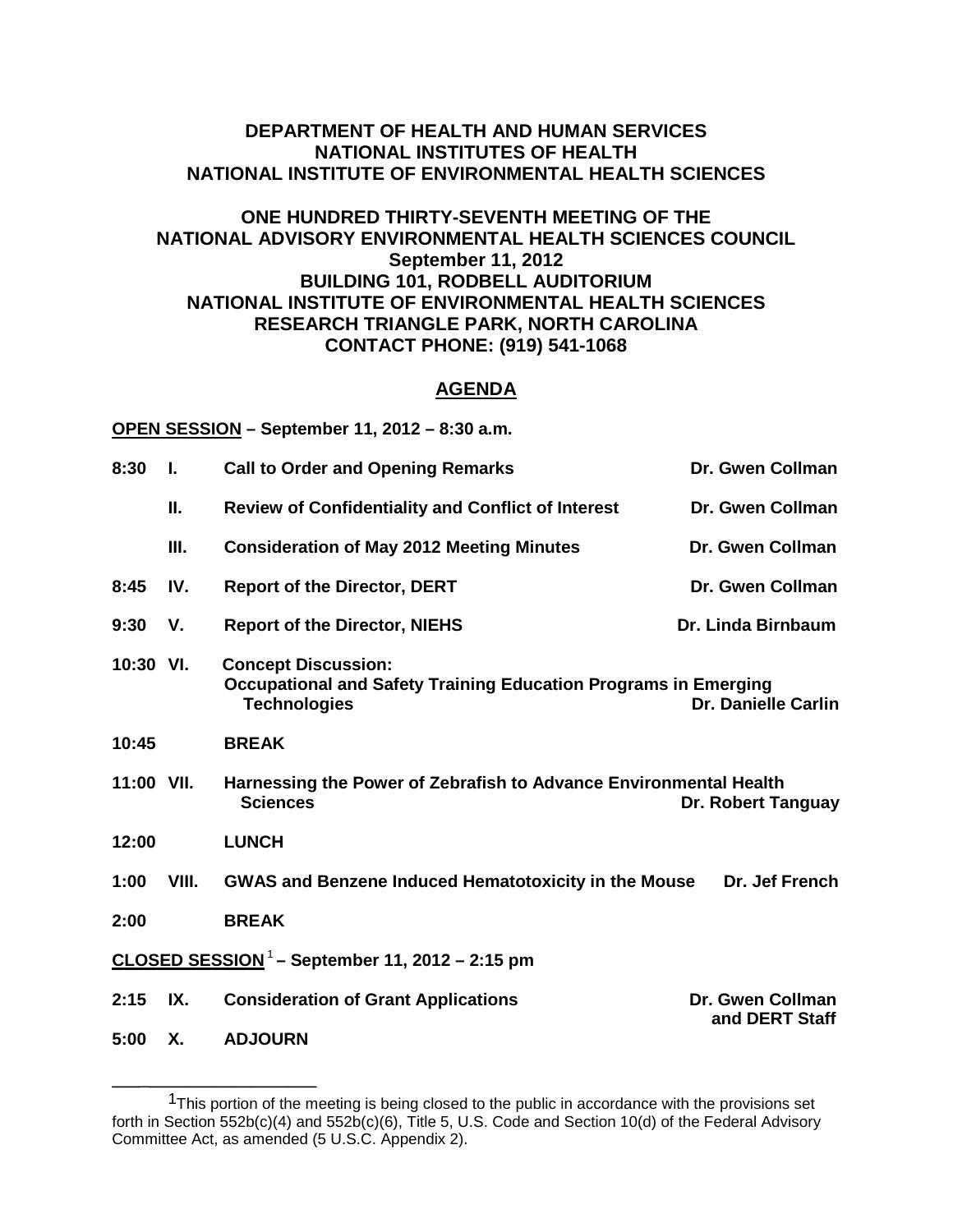**DEPARTMENT OF HEALTH AND HUMAN SERVICES**
**NATIONAL INSTITUTES OF HEALTH**
**NATIONAL INSTITUTE OF ENVIRONMENTAL HEALTH SCIENCES**

**ONE HUNDRED THIRTY-SEVENTH MEETING OF THE**
**NATIONAL ADVISORY ENVIRONMENTAL HEALTH SCIENCES COUNCIL**
**September 11, 2012**
**BUILDING 101, RODBELL AUDITORIUM**
**NATIONAL INSTITUTE OF ENVIRONMENTAL HEALTH SCIENCES**
**RESEARCH TRIANGLE PARK, NORTH CAROLINA**
**CONTACT PHONE: (919) 541-1068**

# AGENDA

**OPEN SESSION – September 11, 2012 – 8:30 a.m.**

| Time | No. | Item | Presenter |
|---|---|---|---|
| 8:30 | I. | **Call to Order and Opening Remarks** | **Dr. Gwen Collman** |
| | II. | **Review of Confidentiality and Conflict of Interest** | **Dr. Gwen Collman** |
| | III. | **Consideration of May 2012 Meeting Minutes** | **Dr. Gwen Collman** |
| 8:45 | IV. | **Report of the Director, DERT** | **Dr. Gwen Collman** |
| 9:30 | V. | **Report of the Director, NIEHS** | **Dr. Linda Birnbaum** |
| 10:30 | VI. | **Concept Discussion: Occupational and Safety Training Education Programs in Emerging Technologies** | **Dr. Danielle Carlin** |
| 10:45 | | **BREAK** | |
| 11:00 | VII. | **Harnessing the Power of Zebrafish to Advance Environmental Health Sciences** | **Dr. Robert Tanguay** |
| 12:00 | | **LUNCH** | |
| 1:00 | VIII. | **GWAS and Benzene Induced Hematotoxicity in the Mouse** | **Dr. Jef French** |
| 2:00 | | **BREAK** | |

**CLOSED SESSION[1] – September 11, 2012 – 2:15 pm**

| Time | No. | Item | Presenter |
|---|---|---|---|
| 2:15 | IX. | **Consideration of Grant Applications** | **Dr. Gwen Collman and DERT Staff** |
| 5:00 | X. | **ADJOURN** | |

---

[1] This portion of the meeting is being closed to the public in accordance with the provisions set forth in Section 552b(c)(4) and 552b(c)(6), Title 5, U.S. Code and Section 10(d) of the Federal Advisory Committee Act, as amended (5 U.S.C. Appendix 2).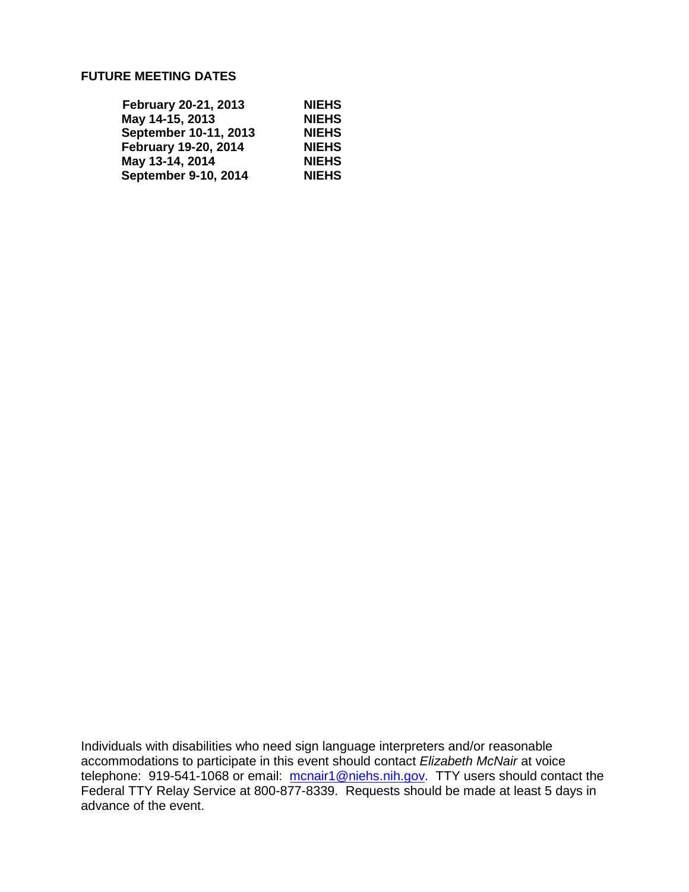**FUTURE MEETING DATES**

| | |
|---|---|
| **February 20-21, 2013** | **NIEHS** |
| **May 14-15, 2013** | **NIEHS** |
| **September 10-11, 2013** | **NIEHS** |
| **February 19-20, 2014** | **NIEHS** |
| **May 13-14, 2014** | **NIEHS** |
| **September 9-10, 2014** | **NIEHS** |

Individuals with disabilities who need sign language interpreters and/or reasonable accommodations to participate in this event should contact *Elizabeth McNair* at voice telephone: 919-541-1068 or email: mcnair1@niehs.nih.gov. TTY users should contact the Federal TTY Relay Service at 800-877-8339. Requests should be made at least 5 days in advance of the event.